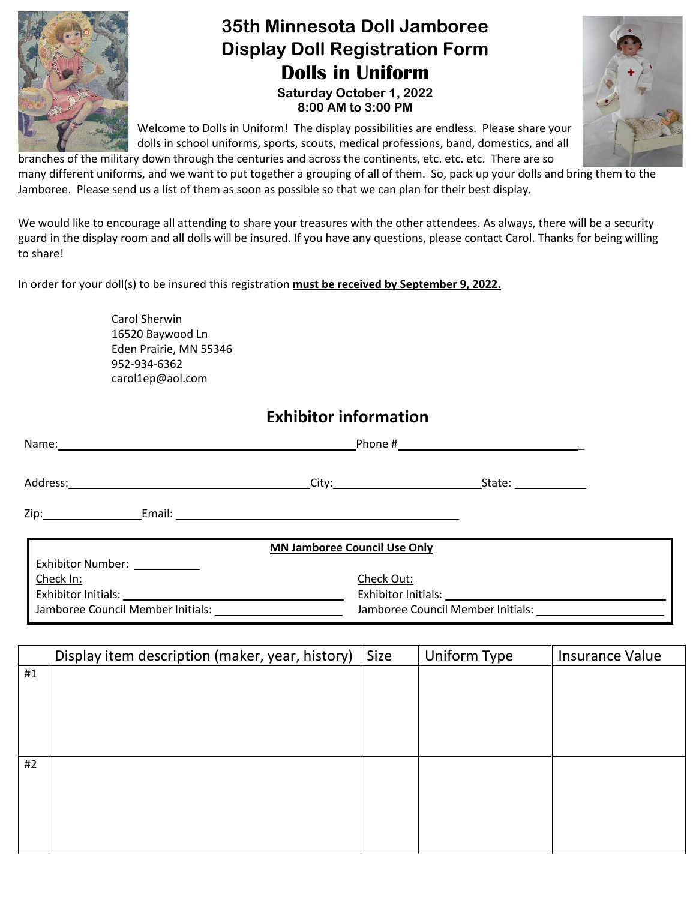# 35th Minnesota Doll Jamboree
## Display Doll Registration Form
## **Dolls in Uniform**

**Saturday October 1, 2022**
**8:00 AM to 3:00 PM**

Welcome to Dolls in Uniform! The display possibilities are endless. Please share your dolls in school uniforms, sports, scouts, medical professions, band, domestics, and all branches of the military down through the centuries and across the continents, etc. etc. etc. There are so many different uniforms, and we want to put together a grouping of all of them. So, pack up your dolls and bring them to the Jamboree. Please send us a list of them as soon as possible so that we can plan for their best display.

We would like to encourage all attending to share your treasures with the other attendees. As always, there will be a security guard in the display room and all dolls will be insured. If you have any questions, please contact Carol. Thanks for being willing to share!

In order for your doll(s) to be insured this registration **must be received by September 9, 2022.**

Carol Sherwin
16520 Baywood Ln
Eden Prairie, MN 55346
952-934-6362
carol1ep@aol.com

## Exhibitor information

Name: ______________________________ Phone # ______________________________

Address: ______________________________ City: ____________________ State: __________

Zip: ______________ Email: ______________________________

**MN Jamboree Council Use Only**

Exhibitor Number: __________

Check In:
Exhibitor Initials: ______________________________
Jamboree Council Member Initials: ____________________

Check Out:
Exhibitor Initials: ______________________________
Jamboree Council Member Initials: ____________________

| | Display item description (maker, year, history) | Size | Uniform Type | Insurance Value |
|---|---|---|---|---|
| #1 | | | | |
| #2 | | | | |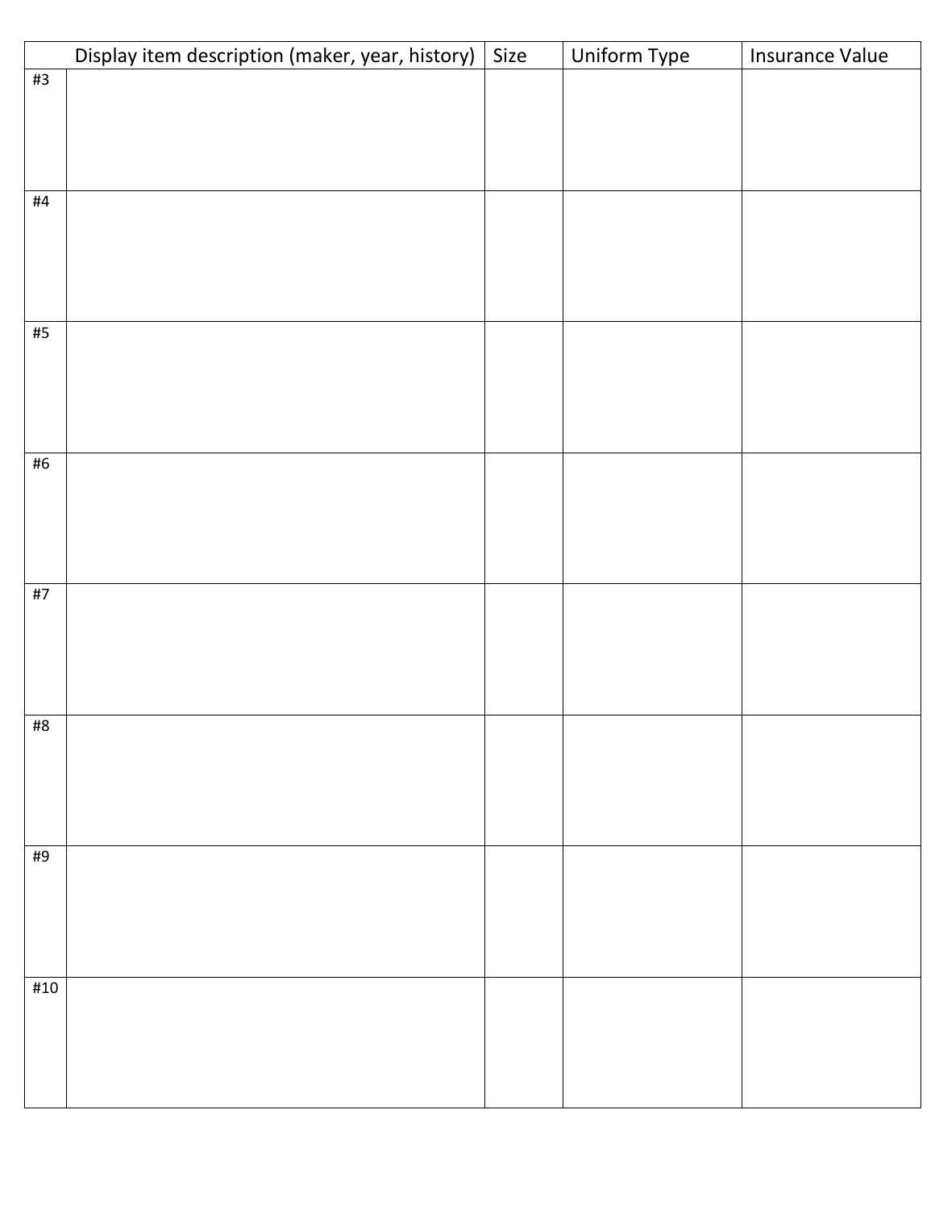| | Display item description (maker, year, history) | Size | Uniform Type | Insurance Value |
|---|---|---|---|---|
| #3 | | | | |
| #4 | | | | |
| #5 | | | | |
| #6 | | | | |
| #7 | | | | |
| #8 | | | | |
| #9 | | | | |
| #10 | | | | |